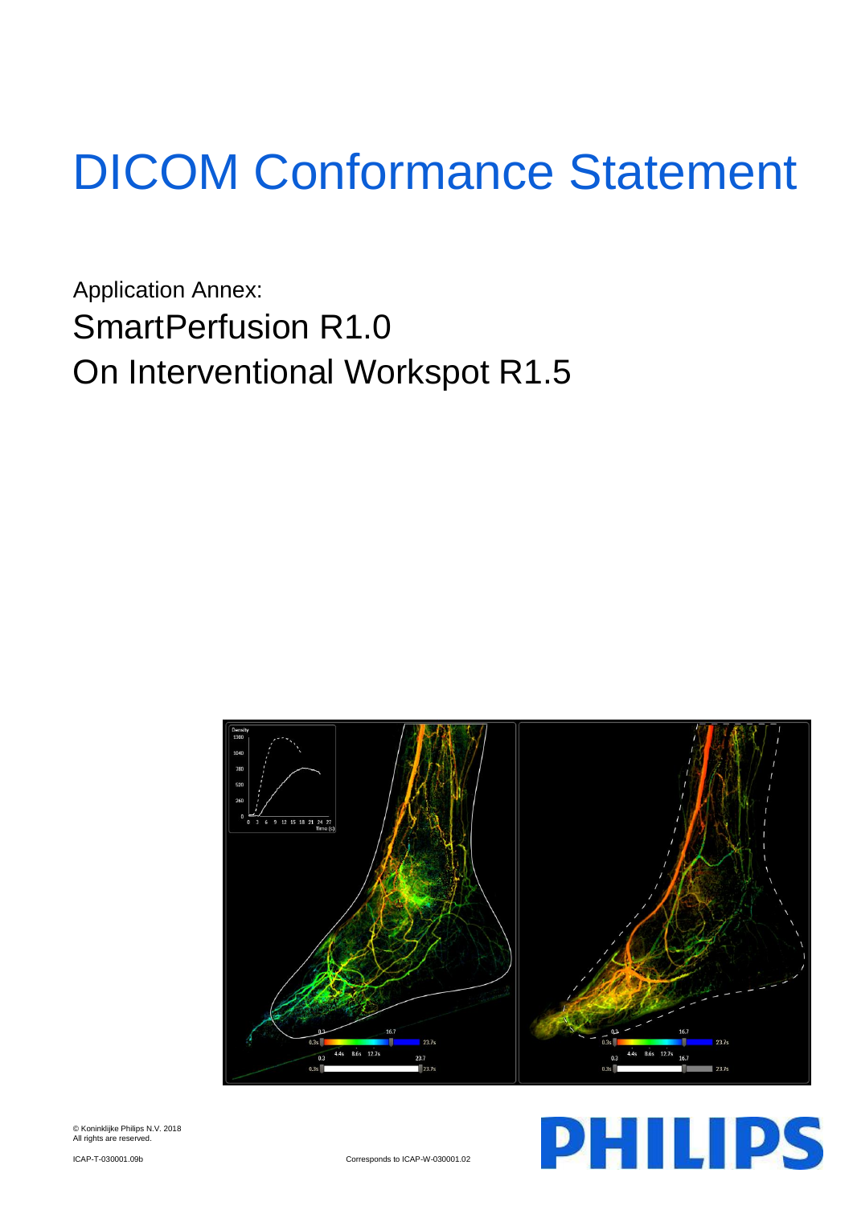# DICOM Conformance Statement

Application Annex:

## SmartPerfusion R1.0
## On Interventional Workspot R1.5

© Koninklijke Philips N.V. 2018
All rights are reserved.

ICAP-T-030001.09b

Corresponds to ICAP-W-030001.02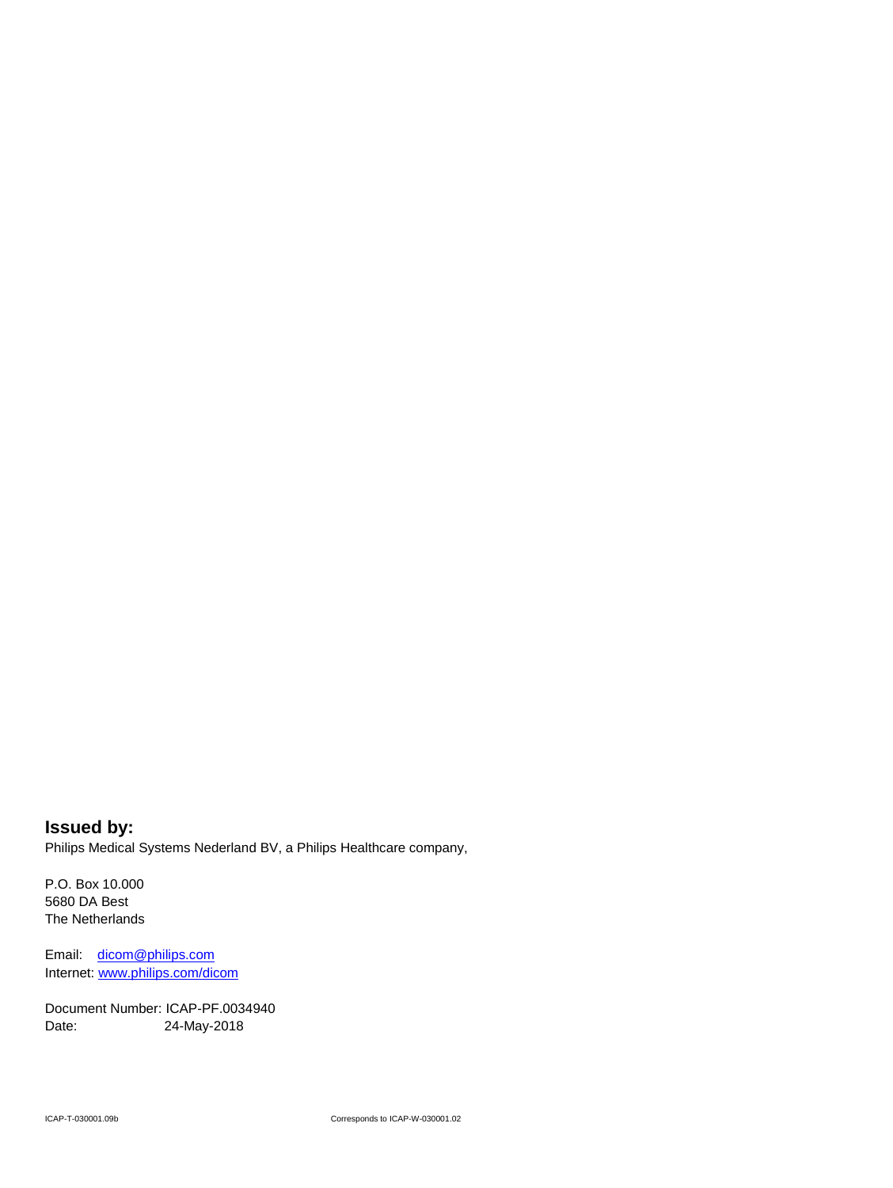**Issued by:**

Philips Medical Systems Nederland BV, a Philips Healthcare company,

P.O. Box 10.000
5680 DA Best
The Netherlands

Email: dicom@philips.com
Internet: www.philips.com/dicom

Document Number: ICAP-PF.0034940
Date: 24-May-2018

ICAP-T-030001.09b Corresponds to ICAP-W-030001.02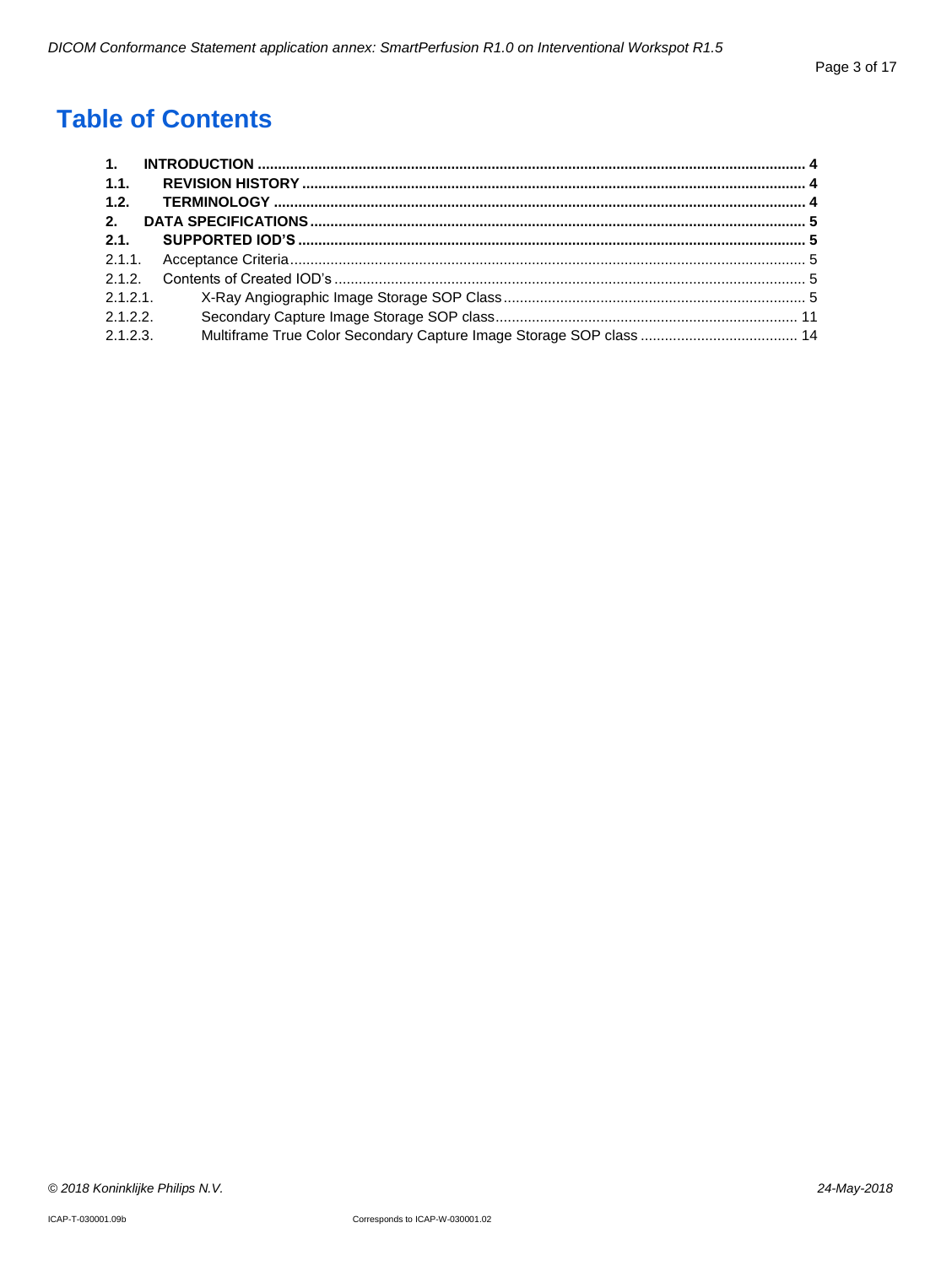# Table of Contents

**1. INTRODUCTION ........ 4**
**1.1. REVISION HISTORY ........ 4**
**1.2. TERMINOLOGY ........ 4**
**2. DATA SPECIFICATIONS ........ 5**
**2.1. SUPPORTED IOD'S ........ 5**
2.1.1. Acceptance Criteria ........ 5
2.1.2. Contents of Created IOD's ........ 5
2.1.2.1. X-Ray Angiographic Image Storage SOP Class ........ 5
2.1.2.2. Secondary Capture Image Storage SOP class ........ 11
2.1.2.3. Multiframe True Color Secondary Capture Image Storage SOP class ........ 14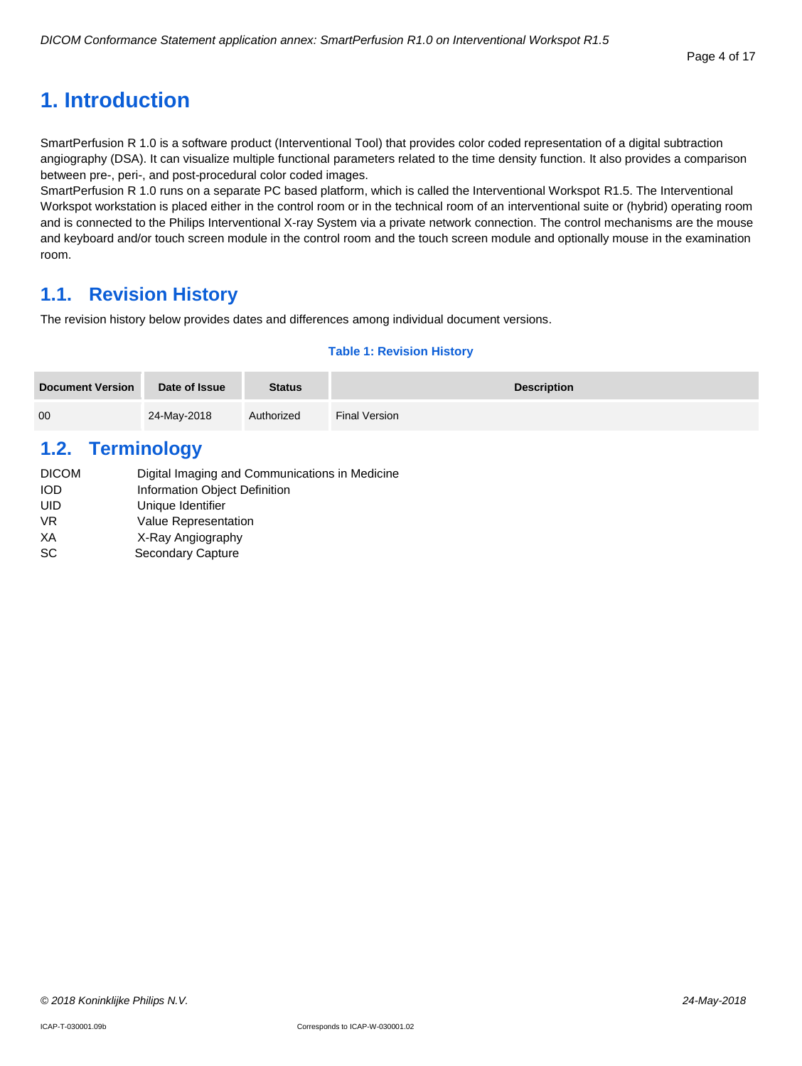# 1. Introduction

SmartPerfusion R 1.0 is a software product (Interventional Tool) that provides color coded representation of a digital subtraction angiography (DSA). It can visualize multiple functional parameters related to the time density function. It also provides a comparison between pre-, peri-, and post-procedural color coded images.
SmartPerfusion R 1.0 runs on a separate PC based platform, which is called the Interventional Workspot R1.5. The Interventional Workspot workstation is placed either in the control room or in the technical room of an interventional suite or (hybrid) operating room and is connected to the Philips Interventional X-ray System via a private network connection. The control mechanisms are the mouse and keyboard and/or touch screen module in the control room and the touch screen module and optionally mouse in the examination room.

## 1.1. Revision History

The revision history below provides dates and differences among individual document versions.

**Table 1: Revision History**

| Document Version | Date of Issue | Status | Description |
|---|---|---|---|
| 00 | 24-May-2018 | Authorized | Final Version |

## 1.2. Terminology

| | |
|---|---|
| DICOM | Digital Imaging and Communications in Medicine |
| IOD | Information Object Definition |
| UID | Unique Identifier |
| VR | Value Representation |
| XA | X-Ray Angiography |
| SC | Secondary Capture |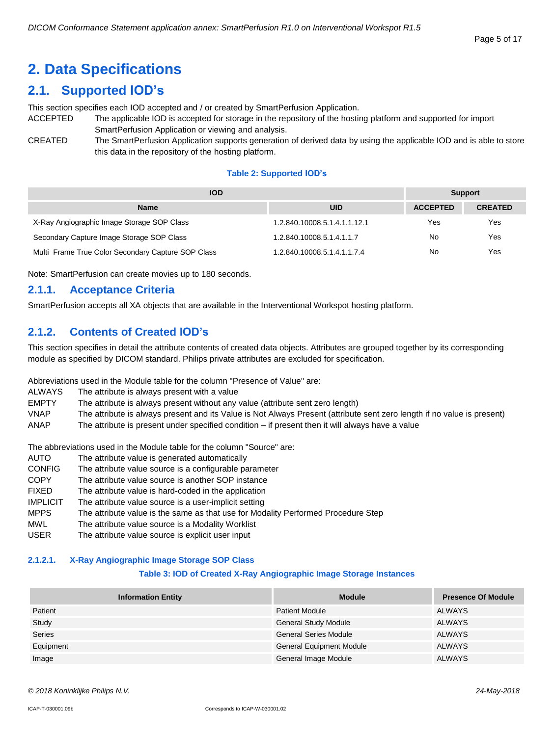# 2. Data Specifications

## 2.1. Supported IOD's

This section specifies each IOD accepted and / or created by SmartPerfusion Application.

ACCEPTED — The applicable IOD is accepted for storage in the repository of the hosting platform and supported for import SmartPerfusion Application or viewing and analysis.

CREATED — The SmartPerfusion Application supports generation of derived data by using the applicable IOD and is able to store this data in the repository of the hosting platform.

**Table 2: Supported IOD's**

| IOD | | Support | |
|---|---|---|---|
| **Name** | **UID** | **ACCEPTED** | **CREATED** |
| X-Ray Angiographic Image Storage SOP Class | 1.2.840.10008.5.1.4.1.1.12.1 | Yes | Yes |
| Secondary Capture Image Storage SOP Class | 1.2.840.10008.5.1.4.1.1.7 | No | Yes |
| Multi Frame True Color Secondary Capture SOP Class | 1.2.840.10008.5.1.4.1.1.7.4 | No | Yes |

Note: SmartPerfusion can create movies up to 180 seconds.

### 2.1.1. Acceptance Criteria

SmartPerfusion accepts all XA objects that are available in the Interventional Workspot hosting platform.

### 2.1.2. Contents of Created IOD's

This section specifies in detail the attribute contents of created data objects. Attributes are grouped together by its corresponding module as specified by DICOM standard. Philips private attributes are excluded for specification.

Abbreviations used in the Module table for the column "Presence of Value" are:

- ALWAYS — The attribute is always present with a value
- EMPTY — The attribute is always present without any value (attribute sent zero length)
- VNAP — The attribute is always present and its Value is Not Always Present (attribute sent zero length if no value is present)
- ANAP — The attribute is present under specified condition – if present then it will always have a value

The abbreviations used in the Module table for the column "Source" are:

- AUTO — The attribute value is generated automatically
- CONFIG — The attribute value source is a configurable parameter
- COPY — The attribute value source is another SOP instance
- FIXED — The attribute value is hard-coded in the application
- IMPLICIT — The attribute value source is a user-implicit setting
- MPPS — The attribute value is the same as that use for Modality Performed Procedure Step
- MWL — The attribute value source is a Modality Worklist
- USER — The attribute value source is explicit user input

#### 2.1.2.1. X-Ray Angiographic Image Storage SOP Class

**Table 3: IOD of Created X-Ray Angiographic Image Storage Instances**

| Information Entity | Module | Presence Of Module |
|---|---|---|
| Patient | Patient Module | ALWAYS |
| Study | General Study Module | ALWAYS |
| Series | General Series Module | ALWAYS |
| Equipment | General Equipment Module | ALWAYS |
| Image | General Image Module | ALWAYS |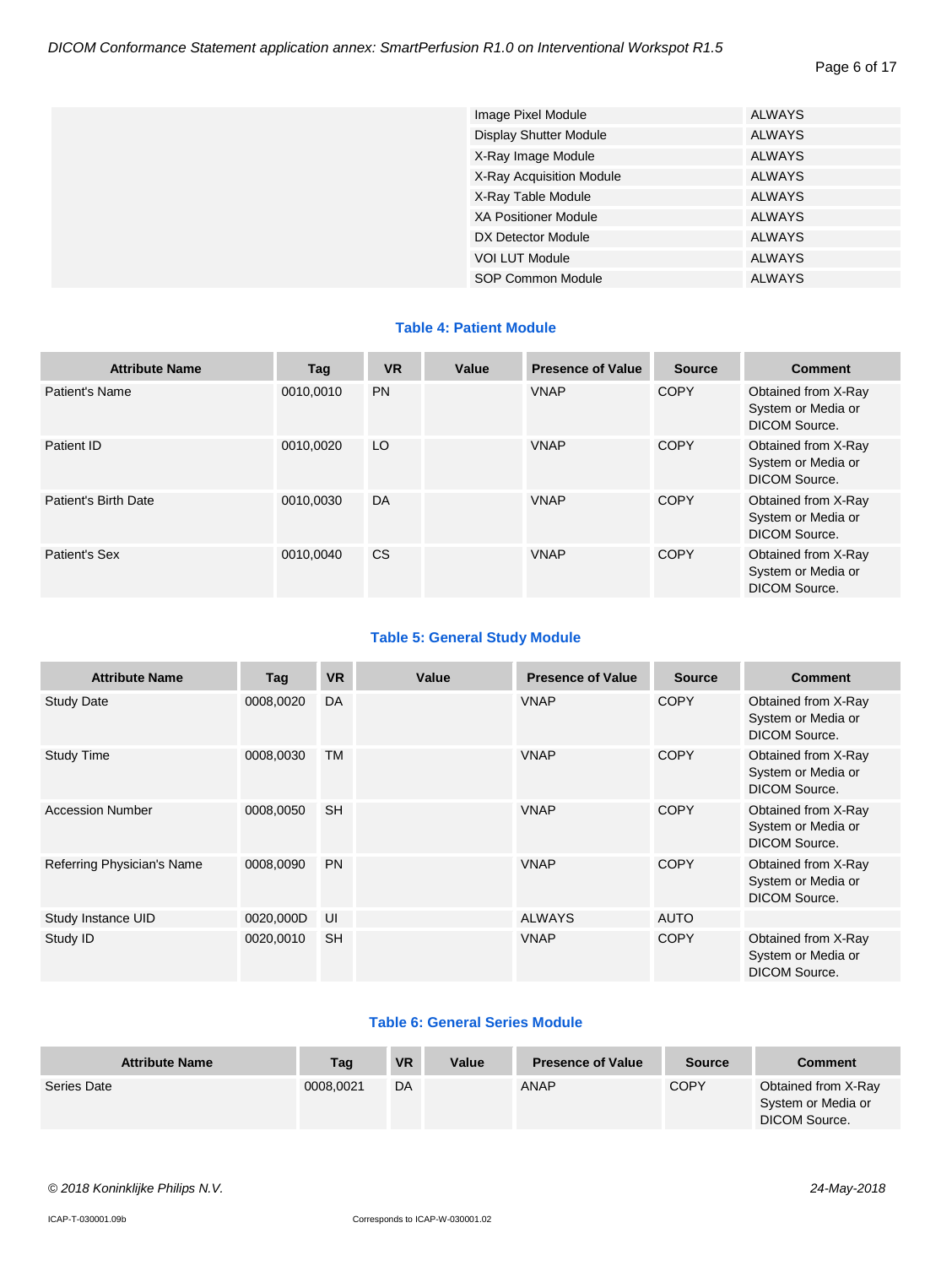| | | |
|---|---|---|
| | Image Pixel Module | ALWAYS |
| | Display Shutter Module | ALWAYS |
| | X-Ray Image Module | ALWAYS |
| | X-Ray Acquisition Module | ALWAYS |
| | X-Ray Table Module | ALWAYS |
| | XA Positioner Module | ALWAYS |
| | DX Detector Module | ALWAYS |
| | VOI LUT Module | ALWAYS |
| | SOP Common Module | ALWAYS |

**Table 4: Patient Module**

| Attribute Name | Tag | VR | Value | Presence of Value | Source | Comment |
|---|---|---|---|---|---|---|
| Patient's Name | 0010,0010 | PN | | VNAP | COPY | Obtained from X-Ray System or Media or DICOM Source. |
| Patient ID | 0010,0020 | LO | | VNAP | COPY | Obtained from X-Ray System or Media or DICOM Source. |
| Patient's Birth Date | 0010,0030 | DA | | VNAP | COPY | Obtained from X-Ray System or Media or DICOM Source. |
| Patient's Sex | 0010,0040 | CS | | VNAP | COPY | Obtained from X-Ray System or Media or DICOM Source. |

**Table 5: General Study Module**

| Attribute Name | Tag | VR | Value | Presence of Value | Source | Comment |
|---|---|---|---|---|---|---|
| Study Date | 0008,0020 | DA | | VNAP | COPY | Obtained from X-Ray System or Media or DICOM Source. |
| Study Time | 0008,0030 | TM | | VNAP | COPY | Obtained from X-Ray System or Media or DICOM Source. |
| Accession Number | 0008,0050 | SH | | VNAP | COPY | Obtained from X-Ray System or Media or DICOM Source. |
| Referring Physician's Name | 0008,0090 | PN | | VNAP | COPY | Obtained from X-Ray System or Media or DICOM Source. |
| Study Instance UID | 0020,000D | UI | | ALWAYS | AUTO | |
| Study ID | 0020,0010 | SH | | VNAP | COPY | Obtained from X-Ray System or Media or DICOM Source. |

**Table 6: General Series Module**

| Attribute Name | Tag | VR | Value | Presence of Value | Source | Comment |
|---|---|---|---|---|---|---|
| Series Date | 0008,0021 | DA | | ANAP | COPY | Obtained from X-Ray System or Media or DICOM Source. |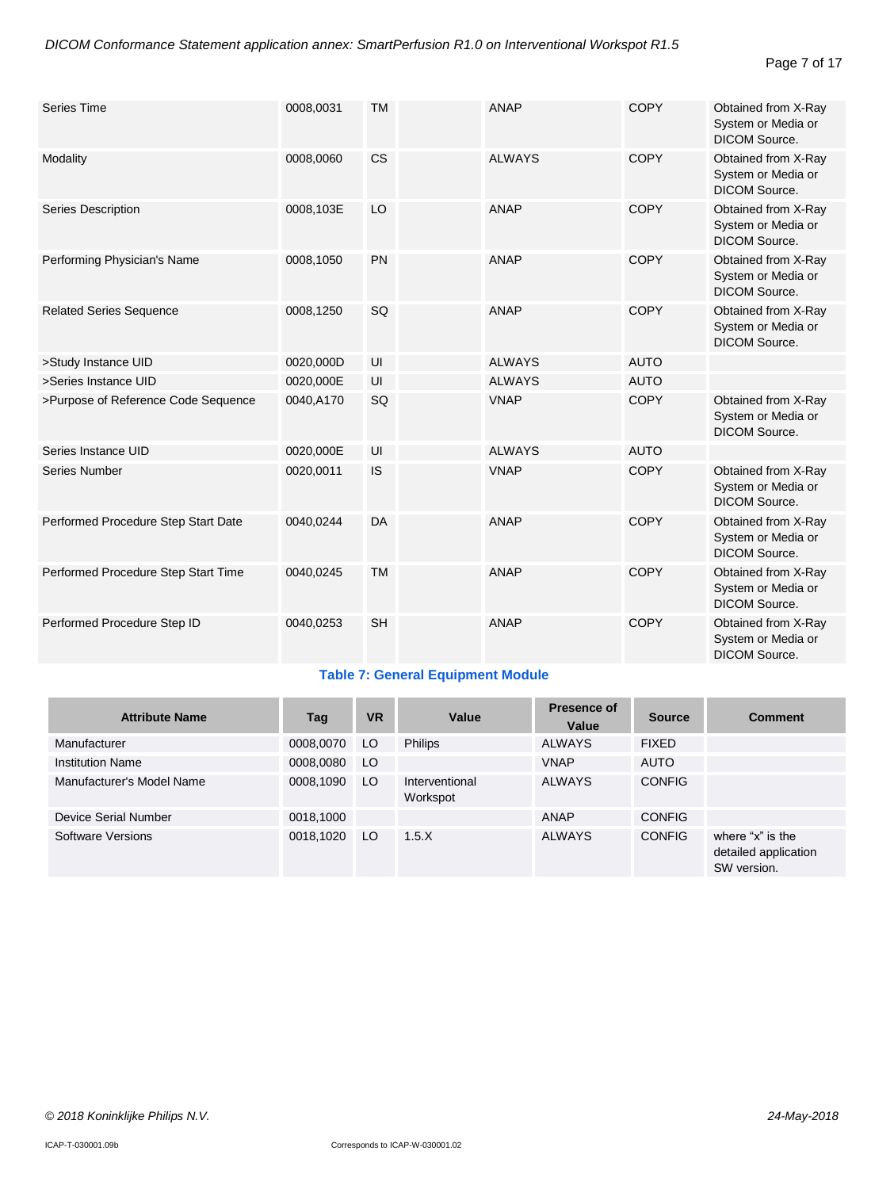| | | | | | | |
|---|---|---|---|---|---|---|
| Series Time | 0008,0031 | TM | | ANAP | COPY | Obtained from X-Ray System or Media or DICOM Source. |
| Modality | 0008,0060 | CS | | ALWAYS | COPY | Obtained from X-Ray System or Media or DICOM Source. |
| Series Description | 0008,103E | LO | | ANAP | COPY | Obtained from X-Ray System or Media or DICOM Source. |
| Performing Physician's Name | 0008,1050 | PN | | ANAP | COPY | Obtained from X-Ray System or Media or DICOM Source. |
| Related Series Sequence | 0008,1250 | SQ | | ANAP | COPY | Obtained from X-Ray System or Media or DICOM Source. |
| >Study Instance UID | 0020,000D | UI | | ALWAYS | AUTO | |
| >Series Instance UID | 0020,000E | UI | | ALWAYS | AUTO | |
| >Purpose of Reference Code Sequence | 0040,A170 | SQ | | VNAP | COPY | Obtained from X-Ray System or Media or DICOM Source. |
| Series Instance UID | 0020,000E | UI | | ALWAYS | AUTO | |
| Series Number | 0020,0011 | IS | | VNAP | COPY | Obtained from X-Ray System or Media or DICOM Source. |
| Performed Procedure Step Start Date | 0040,0244 | DA | | ANAP | COPY | Obtained from X-Ray System or Media or DICOM Source. |
| Performed Procedure Step Start Time | 0040,0245 | TM | | ANAP | COPY | Obtained from X-Ray System or Media or DICOM Source. |
| Performed Procedure Step ID | 0040,0253 | SH | | ANAP | COPY | Obtained from X-Ray System or Media or DICOM Source. |

**Table 7: General Equipment Module**

| Attribute Name | Tag | VR | Value | Presence of Value | Source | Comment |
|---|---|---|---|---|---|---|
| Manufacturer | 0008,0070 | LO | Philips | ALWAYS | FIXED | |
| Institution Name | 0008,0080 | LO | | VNAP | AUTO | |
| Manufacturer's Model Name | 0008,1090 | LO | Interventional Workspot | ALWAYS | CONFIG | |
| Device Serial Number | 0018,1000 | | | ANAP | CONFIG | |
| Software Versions | 0018,1020 | LO | 1.5.X | ALWAYS | CONFIG | where "x" is the detailed application SW version. |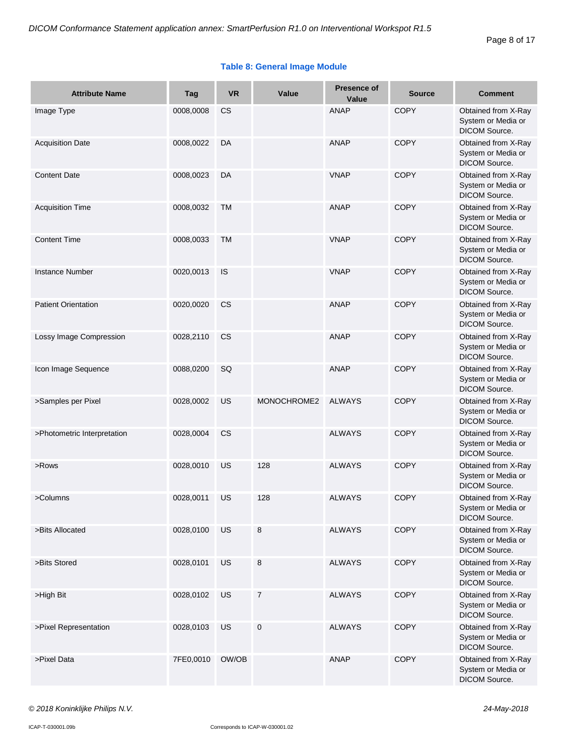**Table 8: General Image Module**

| Attribute Name | Tag | VR | Value | Presence of Value | Source | Comment |
|---|---|---|---|---|---|---|
| Image Type | 0008,0008 | CS | | ANAP | COPY | Obtained from X-Ray System or Media or DICOM Source. |
| Acquisition Date | 0008,0022 | DA | | ANAP | COPY | Obtained from X-Ray System or Media or DICOM Source. |
| Content Date | 0008,0023 | DA | | VNAP | COPY | Obtained from X-Ray System or Media or DICOM Source. |
| Acquisition Time | 0008,0032 | TM | | ANAP | COPY | Obtained from X-Ray System or Media or DICOM Source. |
| Content Time | 0008,0033 | TM | | VNAP | COPY | Obtained from X-Ray System or Media or DICOM Source. |
| Instance Number | 0020,0013 | IS | | VNAP | COPY | Obtained from X-Ray System or Media or DICOM Source. |
| Patient Orientation | 0020,0020 | CS | | ANAP | COPY | Obtained from X-Ray System or Media or DICOM Source. |
| Lossy Image Compression | 0028,2110 | CS | | ANAP | COPY | Obtained from X-Ray System or Media or DICOM Source. |
| Icon Image Sequence | 0088,0200 | SQ | | ANAP | COPY | Obtained from X-Ray System or Media or DICOM Source. |
| >Samples per Pixel | 0028,0002 | US | MONOCHROME2 | ALWAYS | COPY | Obtained from X-Ray System or Media or DICOM Source. |
| >Photometric Interpretation | 0028,0004 | CS | | ALWAYS | COPY | Obtained from X-Ray System or Media or DICOM Source. |
| >Rows | 0028,0010 | US | 128 | ALWAYS | COPY | Obtained from X-Ray System or Media or DICOM Source. |
| >Columns | 0028,0011 | US | 128 | ALWAYS | COPY | Obtained from X-Ray System or Media or DICOM Source. |
| >Bits Allocated | 0028,0100 | US | 8 | ALWAYS | COPY | Obtained from X-Ray System or Media or DICOM Source. |
| >Bits Stored | 0028,0101 | US | 8 | ALWAYS | COPY | Obtained from X-Ray System or Media or DICOM Source. |
| >High Bit | 0028,0102 | US | 7 | ALWAYS | COPY | Obtained from X-Ray System or Media or DICOM Source. |
| >Pixel Representation | 0028,0103 | US | 0 | ALWAYS | COPY | Obtained from X-Ray System or Media or DICOM Source. |
| >Pixel Data | 7FE0,0010 | OW/OB | | ANAP | COPY | Obtained from X-Ray System or Media or DICOM Source. |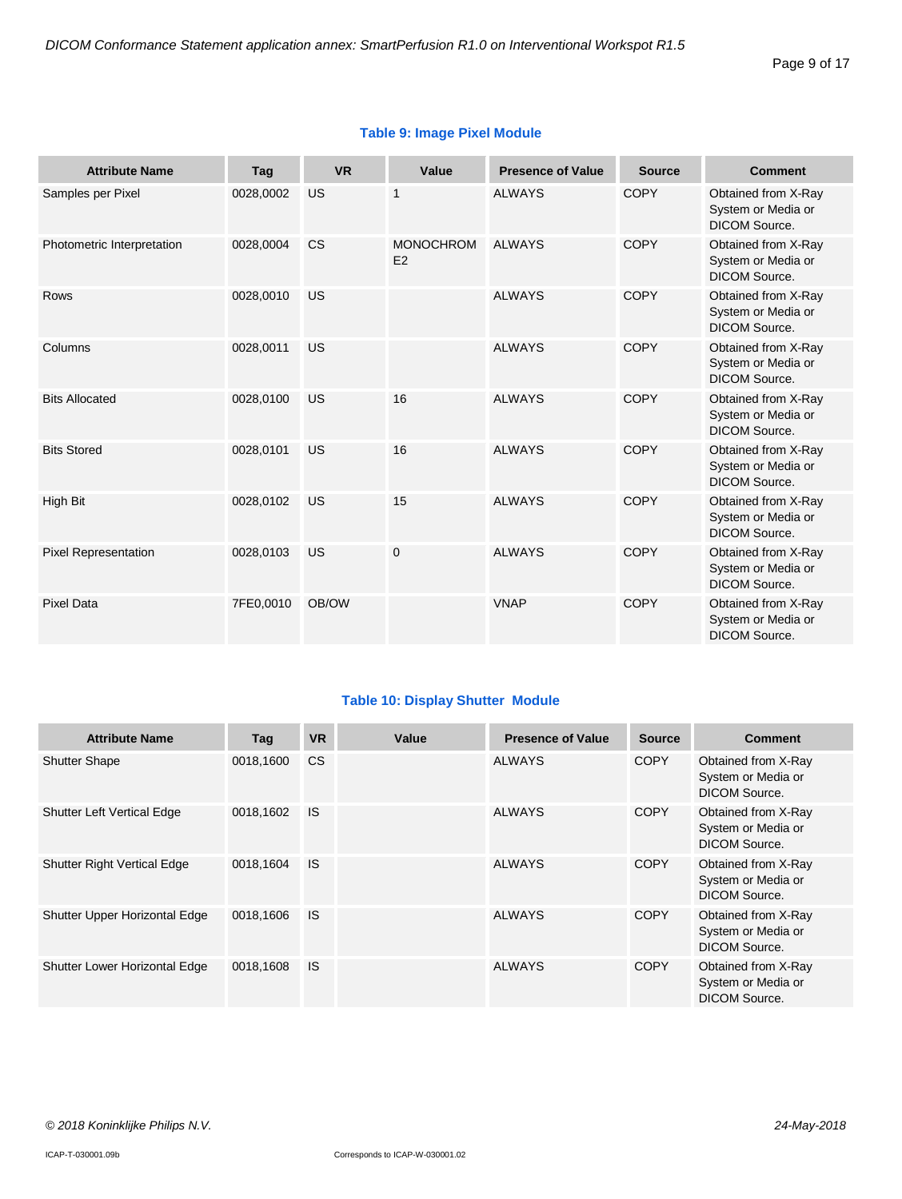**Table 9: Image Pixel Module**

| Attribute Name | Tag | VR | Value | Presence of Value | Source | Comment |
|---|---|---|---|---|---|---|
| Samples per Pixel | 0028,0002 | US | 1 | ALWAYS | COPY | Obtained from X-Ray System or Media or DICOM Source. |
| Photometric Interpretation | 0028,0004 | CS | MONOCHROME2 | ALWAYS | COPY | Obtained from X-Ray System or Media or DICOM Source. |
| Rows | 0028,0010 | US | | ALWAYS | COPY | Obtained from X-Ray System or Media or DICOM Source. |
| Columns | 0028,0011 | US | | ALWAYS | COPY | Obtained from X-Ray System or Media or DICOM Source. |
| Bits Allocated | 0028,0100 | US | 16 | ALWAYS | COPY | Obtained from X-Ray System or Media or DICOM Source. |
| Bits Stored | 0028,0101 | US | 16 | ALWAYS | COPY | Obtained from X-Ray System or Media or DICOM Source. |
| High Bit | 0028,0102 | US | 15 | ALWAYS | COPY | Obtained from X-Ray System or Media or DICOM Source. |
| Pixel Representation | 0028,0103 | US | 0 | ALWAYS | COPY | Obtained from X-Ray System or Media or DICOM Source. |
| Pixel Data | 7FE0,0010 | OB/OW | | VNAP | COPY | Obtained from X-Ray System or Media or DICOM Source. |

**Table 10: Display Shutter Module**

| Attribute Name | Tag | VR | Value | Presence of Value | Source | Comment |
|---|---|---|---|---|---|---|
| Shutter Shape | 0018,1600 | CS | | ALWAYS | COPY | Obtained from X-Ray System or Media or DICOM Source. |
| Shutter Left Vertical Edge | 0018,1602 | IS | | ALWAYS | COPY | Obtained from X-Ray System or Media or DICOM Source. |
| Shutter Right Vertical Edge | 0018,1604 | IS | | ALWAYS | COPY | Obtained from X-Ray System or Media or DICOM Source. |
| Shutter Upper Horizontal Edge | 0018,1606 | IS | | ALWAYS | COPY | Obtained from X-Ray System or Media or DICOM Source. |
| Shutter Lower Horizontal Edge | 0018,1608 | IS | | ALWAYS | COPY | Obtained from X-Ray System or Media or DICOM Source. |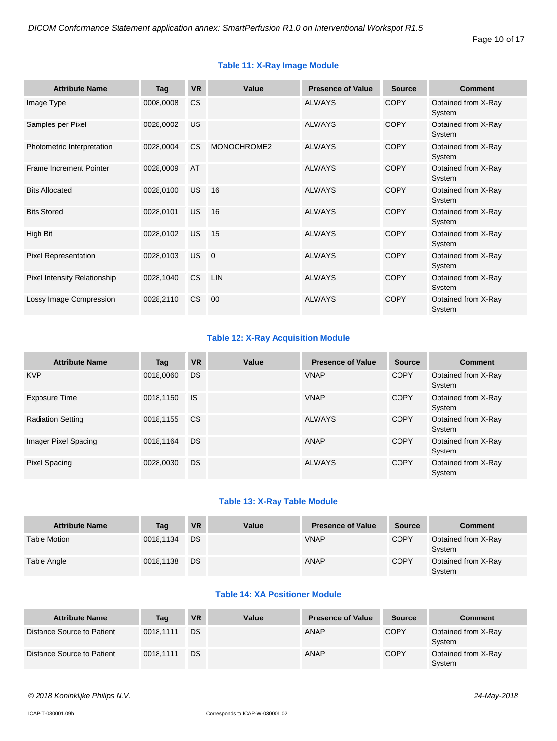### Table 11: X-Ray Image Module

| Attribute Name | Tag | VR | Value | Presence of Value | Source | Comment |
|---|---|---|---|---|---|---|
| Image Type | 0008,0008 | CS | | ALWAYS | COPY | Obtained from X-Ray System |
| Samples per Pixel | 0028,0002 | US | | ALWAYS | COPY | Obtained from X-Ray System |
| Photometric Interpretation | 0028,0004 | CS | MONOCHROME2 | ALWAYS | COPY | Obtained from X-Ray System |
| Frame Increment Pointer | 0028,0009 | AT | | ALWAYS | COPY | Obtained from X-Ray System |
| Bits Allocated | 0028,0100 | US | 16 | ALWAYS | COPY | Obtained from X-Ray System |
| Bits Stored | 0028,0101 | US | 16 | ALWAYS | COPY | Obtained from X-Ray System |
| High Bit | 0028,0102 | US | 15 | ALWAYS | COPY | Obtained from X-Ray System |
| Pixel Representation | 0028,0103 | US | 0 | ALWAYS | COPY | Obtained from X-Ray System |
| Pixel Intensity Relationship | 0028,1040 | CS | LIN | ALWAYS | COPY | Obtained from X-Ray System |
| Lossy Image Compression | 0028,2110 | CS | 00 | ALWAYS | COPY | Obtained from X-Ray System |

### Table 12: X-Ray Acquisition Module

| Attribute Name | Tag | VR | Value | Presence of Value | Source | Comment |
|---|---|---|---|---|---|---|
| KVP | 0018,0060 | DS | | VNAP | COPY | Obtained from X-Ray System |
| Exposure Time | 0018,1150 | IS | | VNAP | COPY | Obtained from X-Ray System |
| Radiation Setting | 0018,1155 | CS | | ALWAYS | COPY | Obtained from X-Ray System |
| Imager Pixel Spacing | 0018,1164 | DS | | ANAP | COPY | Obtained from X-Ray System |
| Pixel Spacing | 0028,0030 | DS | | ALWAYS | COPY | Obtained from X-Ray System |

### Table 13: X-Ray Table Module

| Attribute Name | Tag | VR | Value | Presence of Value | Source | Comment |
|---|---|---|---|---|---|---|
| Table Motion | 0018,1134 | DS | | VNAP | COPY | Obtained from X-Ray System |
| Table Angle | 0018,1138 | DS | | ANAP | COPY | Obtained from X-Ray System |

### Table 14: XA Positioner Module

| Attribute Name | Tag | VR | Value | Presence of Value | Source | Comment |
|---|---|---|---|---|---|---|
| Distance Source to Patient | 0018,1111 | DS | | ANAP | COPY | Obtained from X-Ray System |
| Distance Source to Patient | 0018,1111 | DS | | ANAP | COPY | Obtained from X-Ray System |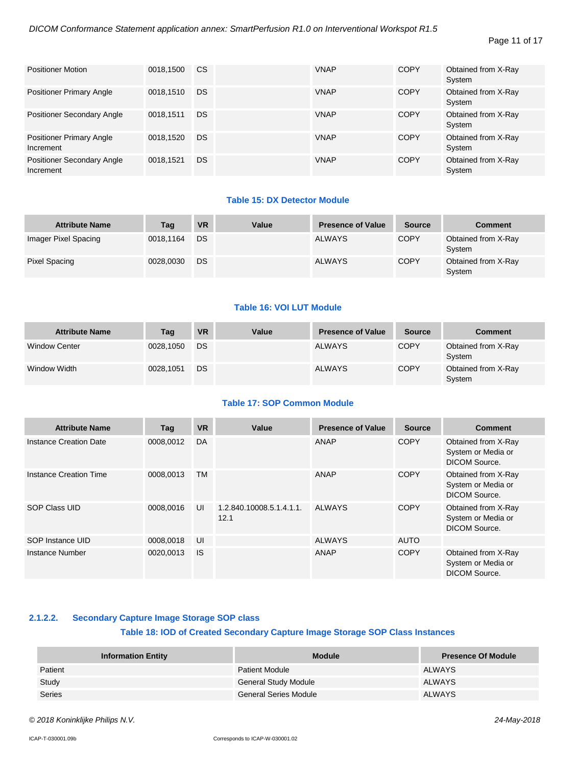| Attribute Name | Tag | VR | Value | Presence of Value | Source | Comment |
|---|---|---|---|---|---|---|
| Positioner Motion | 0018,1500 | CS | | VNAP | COPY | Obtained from X-Ray System |
| Positioner Primary Angle | 0018,1510 | DS | | VNAP | COPY | Obtained from X-Ray System |
| Positioner Secondary Angle | 0018,1511 | DS | | VNAP | COPY | Obtained from X-Ray System |
| Positioner Primary Angle Increment | 0018,1520 | DS | | VNAP | COPY | Obtained from X-Ray System |
| Positioner Secondary Angle Increment | 0018,1521 | DS | | VNAP | COPY | Obtained from X-Ray System |

**Table 15: DX Detector Module**

| Attribute Name | Tag | VR | Value | Presence of Value | Source | Comment |
|---|---|---|---|---|---|---|
| Imager Pixel Spacing | 0018,1164 | DS | | ALWAYS | COPY | Obtained from X-Ray System |
| Pixel Spacing | 0028,0030 | DS | | ALWAYS | COPY | Obtained from X-Ray System |

**Table 16: VOI LUT Module**

| Attribute Name | Tag | VR | Value | Presence of Value | Source | Comment |
|---|---|---|---|---|---|---|
| Window Center | 0028,1050 | DS | | ALWAYS | COPY | Obtained from X-Ray System |
| Window Width | 0028,1051 | DS | | ALWAYS | COPY | Obtained from X-Ray System |

**Table 17: SOP Common Module**

| Attribute Name | Tag | VR | Value | Presence of Value | Source | Comment |
|---|---|---|---|---|---|---|
| Instance Creation Date | 0008,0012 | DA | | ANAP | COPY | Obtained from X-Ray System or Media or DICOM Source. |
| Instance Creation Time | 0008,0013 | TM | | ANAP | COPY | Obtained from X-Ray System or Media or DICOM Source. |
| SOP Class UID | 0008,0016 | UI | 1.2.840.10008.5.1.4.1.1.12.1 | ALWAYS | COPY | Obtained from X-Ray System or Media or DICOM Source. |
| SOP Instance UID | 0008,0018 | UI | | ALWAYS | AUTO | |
| Instance Number | 0020,0013 | IS | | ANAP | COPY | Obtained from X-Ray System or Media or DICOM Source. |

#### 2.1.2.2. Secondary Capture Image Storage SOP class

**Table 18: IOD of Created Secondary Capture Image Storage SOP Class Instances**

| Information Entity | Module | Presence Of Module |
|---|---|---|
| Patient | Patient Module | ALWAYS |
| Study | General Study Module | ALWAYS |
| Series | General Series Module | ALWAYS |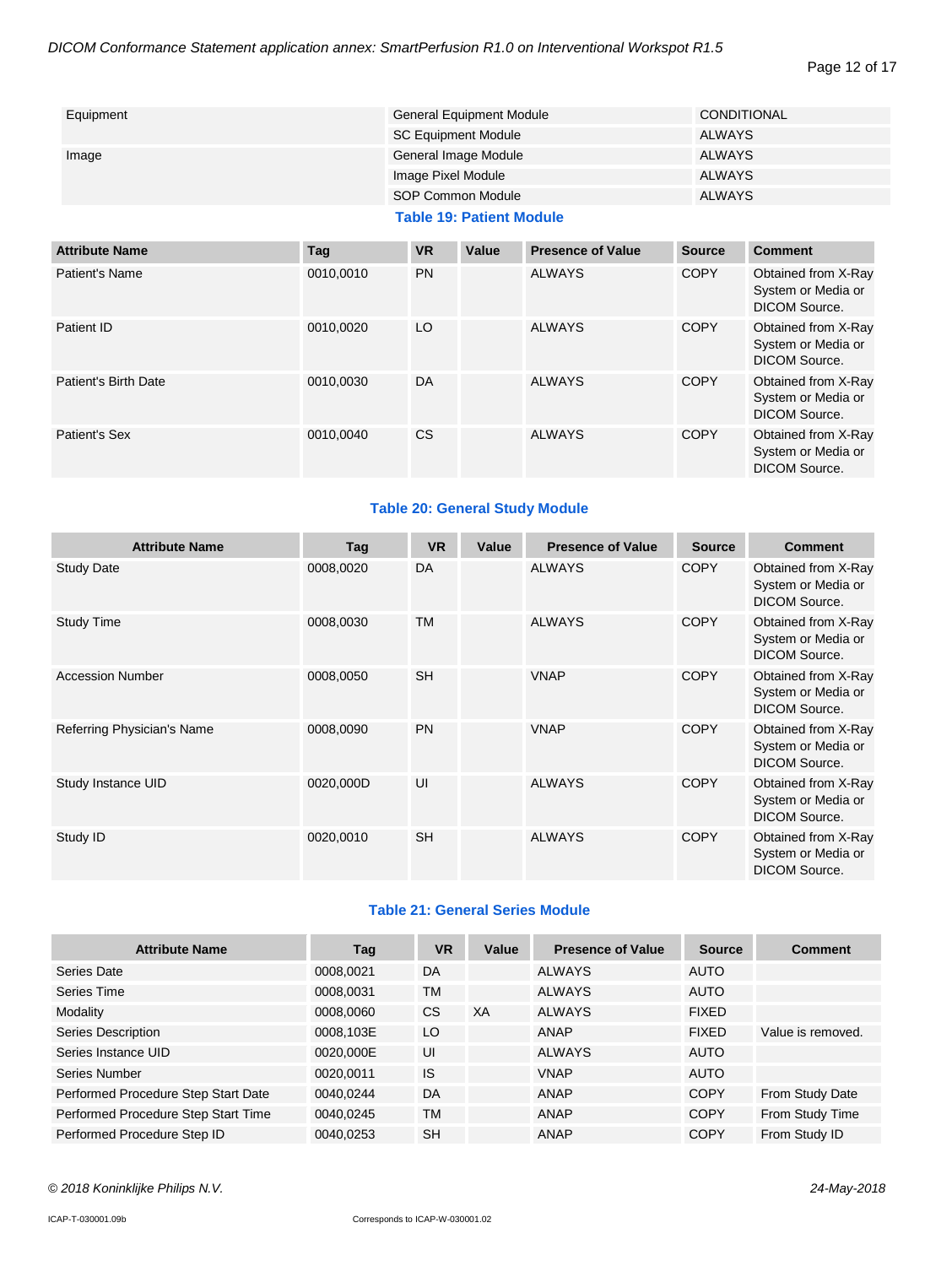| | | |
|---|---|---|
| Equipment | General Equipment Module | CONDITIONAL |
| | SC Equipment Module | ALWAYS |
| Image | General Image Module | ALWAYS |
| | Image Pixel Module | ALWAYS |
| | SOP Common Module | ALWAYS |

**Table 19: Patient Module**

| Attribute Name | Tag | VR | Value | Presence of Value | Source | Comment |
|---|---|---|---|---|---|---|
| Patient's Name | 0010,0010 | PN | | ALWAYS | COPY | Obtained from X-Ray System or Media or DICOM Source. |
| Patient ID | 0010,0020 | LO | | ALWAYS | COPY | Obtained from X-Ray System or Media or DICOM Source. |
| Patient's Birth Date | 0010,0030 | DA | | ALWAYS | COPY | Obtained from X-Ray System or Media or DICOM Source. |
| Patient's Sex | 0010,0040 | CS | | ALWAYS | COPY | Obtained from X-Ray System or Media or DICOM Source. |

**Table 20: General Study Module**

| Attribute Name | Tag | VR | Value | Presence of Value | Source | Comment |
|---|---|---|---|---|---|---|
| Study Date | 0008,0020 | DA | | ALWAYS | COPY | Obtained from X-Ray System or Media or DICOM Source. |
| Study Time | 0008,0030 | TM | | ALWAYS | COPY | Obtained from X-Ray System or Media or DICOM Source. |
| Accession Number | 0008,0050 | SH | | VNAP | COPY | Obtained from X-Ray System or Media or DICOM Source. |
| Referring Physician's Name | 0008,0090 | PN | | VNAP | COPY | Obtained from X-Ray System or Media or DICOM Source. |
| Study Instance UID | 0020,000D | UI | | ALWAYS | COPY | Obtained from X-Ray System or Media or DICOM Source. |
| Study ID | 0020,0010 | SH | | ALWAYS | COPY | Obtained from X-Ray System or Media or DICOM Source. |

**Table 21: General Series Module**

| Attribute Name | Tag | VR | Value | Presence of Value | Source | Comment |
|---|---|---|---|---|---|---|
| Series Date | 0008,0021 | DA | | ALWAYS | AUTO | |
| Series Time | 0008,0031 | TM | | ALWAYS | AUTO | |
| Modality | 0008,0060 | CS | XA | ALWAYS | FIXED | |
| Series Description | 0008,103E | LO | | ANAP | FIXED | Value is removed. |
| Series Instance UID | 0020,000E | UI | | ALWAYS | AUTO | |
| Series Number | 0020,0011 | IS | | VNAP | AUTO | |
| Performed Procedure Step Start Date | 0040,0244 | DA | | ANAP | COPY | From Study Date |
| Performed Procedure Step Start Time | 0040,0245 | TM | | ANAP | COPY | From Study Time |
| Performed Procedure Step ID | 0040,0253 | SH | | ANAP | COPY | From Study ID |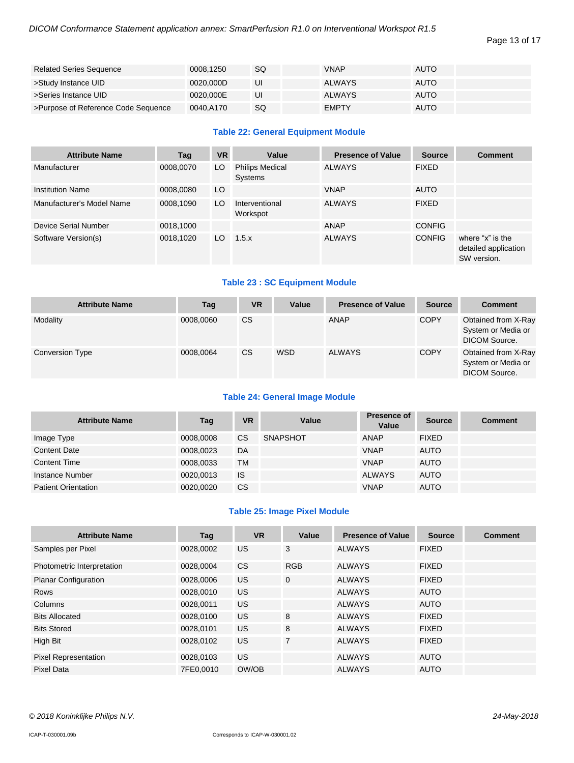| | | | | | | |
|---|---|---|---|---|---|---|
| Related Series Sequence | 0008,1250 | SQ | | VNAP | AUTO | |
| >Study Instance UID | 0020,000D | UI | | ALWAYS | AUTO | |
| >Series Instance UID | 0020,000E | UI | | ALWAYS | AUTO | |
| >Purpose of Reference Code Sequence | 0040,A170 | SQ | | EMPTY | AUTO | |

### Table 22: General Equipment Module

| Attribute Name | Tag | VR | Value | Presence of Value | Source | Comment |
|---|---|---|---|---|---|---|
| Manufacturer | 0008,0070 | LO | Philips Medical Systems | ALWAYS | FIXED | |
| Institution Name | 0008,0080 | LO | | VNAP | AUTO | |
| Manufacturer's Model Name | 0008,1090 | LO | Interventional Workspot | ALWAYS | FIXED | |
| Device Serial Number | 0018,1000 | | | ANAP | CONFIG | |
| Software Version(s) | 0018,1020 | LO | 1.5.x | ALWAYS | CONFIG | where “x” is the detailed application SW version. |

### Table 23 : SC Equipment Module

| Attribute Name | Tag | VR | Value | Presence of Value | Source | Comment |
|---|---|---|---|---|---|---|
| Modality | 0008,0060 | CS | | ANAP | COPY | Obtained from X-Ray System or Media or DICOM Source. |
| Conversion Type | 0008,0064 | CS | WSD | ALWAYS | COPY | Obtained from X-Ray System or Media or DICOM Source. |

### Table 24: General Image Module

| Attribute Name | Tag | VR | Value | Presence of Value | Source | Comment |
|---|---|---|---|---|---|---|
| Image Type | 0008,0008 | CS | SNAPSHOT | ANAP | FIXED | |
| Content Date | 0008,0023 | DA | | VNAP | AUTO | |
| Content Time | 0008,0033 | TM | | VNAP | AUTO | |
| Instance Number | 0020,0013 | IS | | ALWAYS | AUTO | |
| Patient Orientation | 0020,0020 | CS | | VNAP | AUTO | |

### Table 25: Image Pixel Module

| Attribute Name | Tag | VR | Value | Presence of Value | Source | Comment |
|---|---|---|---|---|---|---|
| Samples per Pixel | 0028,0002 | US | 3 | ALWAYS | FIXED | |
| Photometric Interpretation | 0028,0004 | CS | RGB | ALWAYS | FIXED | |
| Planar Configuration | 0028,0006 | US | 0 | ALWAYS | FIXED | |
| Rows | 0028,0010 | US | | ALWAYS | AUTO | |
| Columns | 0028,0011 | US | | ALWAYS | AUTO | |
| Bits Allocated | 0028,0100 | US | 8 | ALWAYS | FIXED | |
| Bits Stored | 0028,0101 | US | 8 | ALWAYS | FIXED | |
| High Bit | 0028,0102 | US | 7 | ALWAYS | FIXED | |
| Pixel Representation | 0028,0103 | US | | ALWAYS | AUTO | |
| Pixel Data | 7FE0,0010 | OW/OB | | ALWAYS | AUTO | |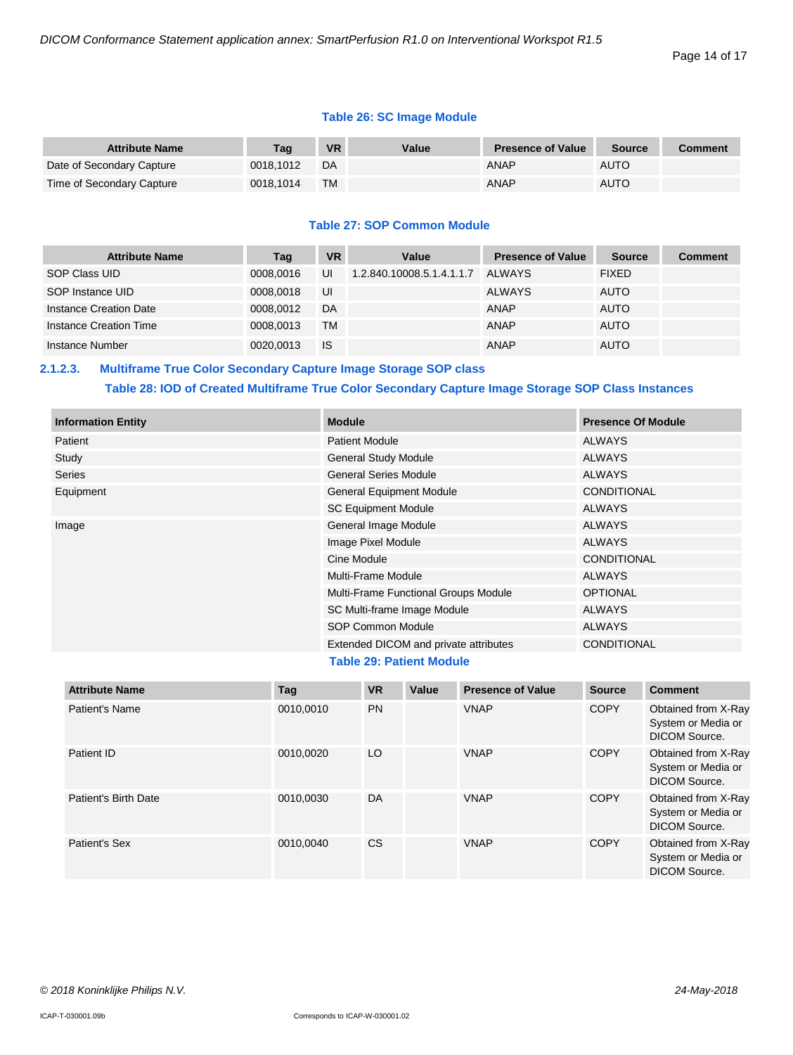**Table 26: SC Image Module**

| Attribute Name | Tag | VR | Value | Presence of Value | Source | Comment |
|---|---|---|---|---|---|---|
| Date of Secondary Capture | 0018,1012 | DA | | ANAP | AUTO | |
| Time of Secondary Capture | 0018,1014 | TM | | ANAP | AUTO | |

**Table 27: SOP Common Module**

| Attribute Name | Tag | VR | Value | Presence of Value | Source | Comment |
|---|---|---|---|---|---|---|
| SOP Class UID | 0008,0016 | UI | 1.2.840.10008.5.1.4.1.1.7 | ALWAYS | FIXED | |
| SOP Instance UID | 0008,0018 | UI | | ALWAYS | AUTO | |
| Instance Creation Date | 0008,0012 | DA | | ANAP | AUTO | |
| Instance Creation Time | 0008,0013 | TM | | ANAP | AUTO | |
| Instance Number | 0020,0013 | IS | | ANAP | AUTO | |

#### 2.1.2.3. Multiframe True Color Secondary Capture Image Storage SOP class

**Table 28: IOD of Created Multiframe True Color Secondary Capture Image Storage SOP Class Instances**

| Information Entity | Module | Presence Of Module |
|---|---|---|
| Patient | Patient Module | ALWAYS |
| Study | General Study Module | ALWAYS |
| Series | General Series Module | ALWAYS |
| Equipment | General Equipment Module | CONDITIONAL |
| | SC Equipment Module | ALWAYS |
| Image | General Image Module | ALWAYS |
| | Image Pixel Module | ALWAYS |
| | Cine Module | CONDITIONAL |
| | Multi-Frame Module | ALWAYS |
| | Multi-Frame Functional Groups Module | OPTIONAL |
| | SC Multi-frame Image Module | ALWAYS |
| | SOP Common Module | ALWAYS |
| | Extended DICOM and private attributes | CONDITIONAL |

**Table 29: Patient Module**

| Attribute Name | Tag | VR | Value | Presence of Value | Source | Comment |
|---|---|---|---|---|---|---|
| Patient's Name | 0010,0010 | PN | | VNAP | COPY | Obtained from X-Ray System or Media or DICOM Source. |
| Patient ID | 0010,0020 | LO | | VNAP | COPY | Obtained from X-Ray System or Media or DICOM Source. |
| Patient's Birth Date | 0010,0030 | DA | | VNAP | COPY | Obtained from X-Ray System or Media or DICOM Source. |
| Patient's Sex | 0010,0040 | CS | | VNAP | COPY | Obtained from X-Ray System or Media or DICOM Source. |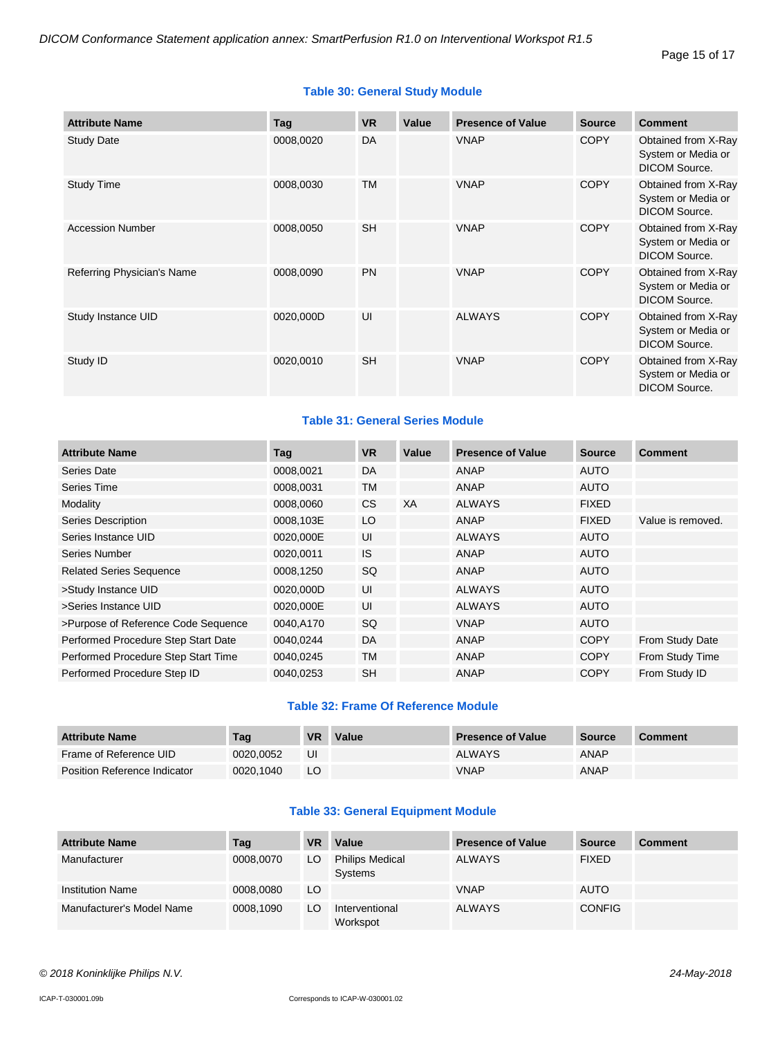**Table 30: General Study Module**

| Attribute Name | Tag | VR | Value | Presence of Value | Source | Comment |
|---|---|---|---|---|---|---|
| Study Date | 0008,0020 | DA | | VNAP | COPY | Obtained from X-Ray System or Media or DICOM Source. |
| Study Time | 0008,0030 | TM | | VNAP | COPY | Obtained from X-Ray System or Media or DICOM Source. |
| Accession Number | 0008,0050 | SH | | VNAP | COPY | Obtained from X-Ray System or Media or DICOM Source. |
| Referring Physician's Name | 0008,0090 | PN | | VNAP | COPY | Obtained from X-Ray System or Media or DICOM Source. |
| Study Instance UID | 0020,000D | UI | | ALWAYS | COPY | Obtained from X-Ray System or Media or DICOM Source. |
| Study ID | 0020,0010 | SH | | VNAP | COPY | Obtained from X-Ray System or Media or DICOM Source. |

**Table 31: General Series Module**

| Attribute Name | Tag | VR | Value | Presence of Value | Source | Comment |
|---|---|---|---|---|---|---|
| Series Date | 0008,0021 | DA | | ANAP | AUTO | |
| Series Time | 0008,0031 | TM | | ANAP | AUTO | |
| Modality | 0008,0060 | CS | XA | ALWAYS | FIXED | |
| Series Description | 0008,103E | LO | | ANAP | FIXED | Value is removed. |
| Series Instance UID | 0020,000E | UI | | ALWAYS | AUTO | |
| Series Number | 0020,0011 | IS | | ANAP | AUTO | |
| Related Series Sequence | 0008,1250 | SQ | | ANAP | AUTO | |
| >Study Instance UID | 0020,000D | UI | | ALWAYS | AUTO | |
| >Series Instance UID | 0020,000E | UI | | ALWAYS | AUTO | |
| >Purpose of Reference Code Sequence | 0040,A170 | SQ | | VNAP | AUTO | |
| Performed Procedure Step Start Date | 0040,0244 | DA | | ANAP | COPY | From Study Date |
| Performed Procedure Step Start Time | 0040,0245 | TM | | ANAP | COPY | From Study Time |
| Performed Procedure Step ID | 0040,0253 | SH | | ANAP | COPY | From Study ID |

**Table 32: Frame Of Reference Module**

| Attribute Name | Tag | VR | Value | Presence of Value | Source | Comment |
|---|---|---|---|---|---|---|
| Frame of Reference UID | 0020,0052 | UI | | ALWAYS | ANAP | |
| Position Reference Indicator | 0020,1040 | LO | | VNAP | ANAP | |

**Table 33: General Equipment Module**

| Attribute Name | Tag | VR | Value | Presence of Value | Source | Comment |
|---|---|---|---|---|---|---|
| Manufacturer | 0008,0070 | LO | Philips Medical Systems | ALWAYS | FIXED | |
| Institution Name | 0008,0080 | LO | | VNAP | AUTO | |
| Manufacturer's Model Name | 0008,1090 | LO | Interventional Workspot | ALWAYS | CONFIG | |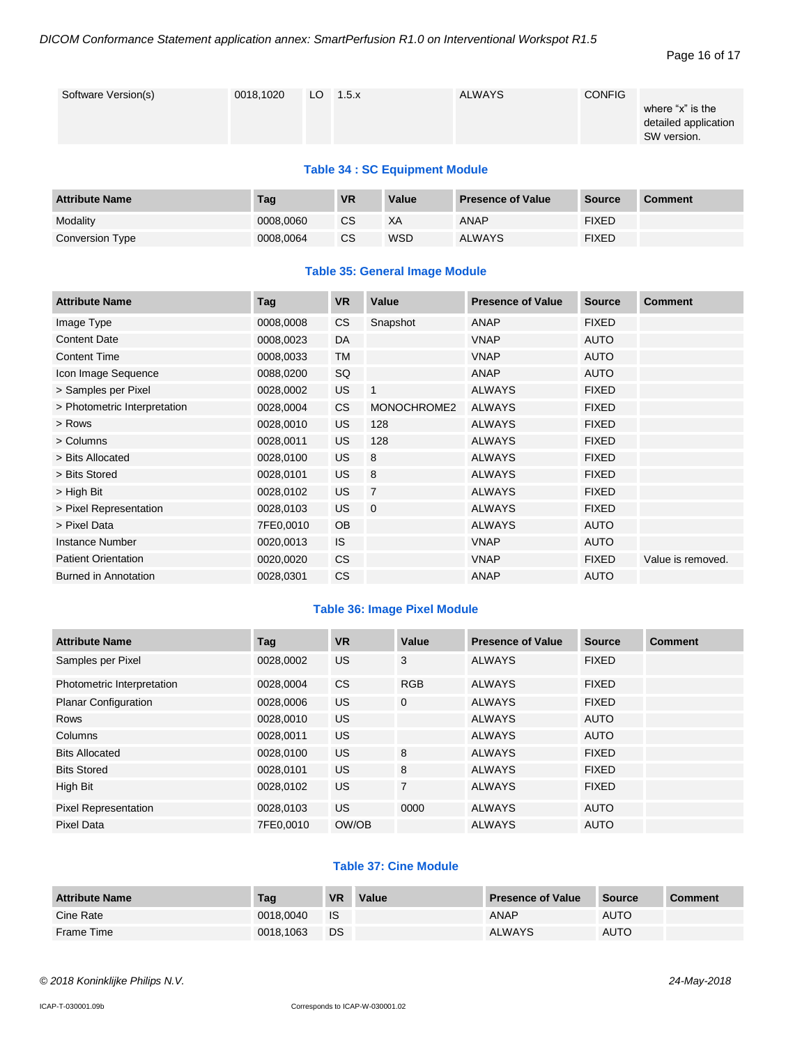| Software Version(s) | 0018,1020 | LO | 1.5.x | ALWAYS | CONFIG | where "x" is the detailed application SW version. |
|---|---|---|---|---|---|---|

**Table 34 : SC Equipment Module**

| Attribute Name | Tag | VR | Value | Presence of Value | Source | Comment |
|---|---|---|---|---|---|---|
| Modality | 0008,0060 | CS | XA | ANAP | FIXED | |
| Conversion Type | 0008,0064 | CS | WSD | ALWAYS | FIXED | |

**Table 35: General Image Module**

| Attribute Name | Tag | VR | Value | Presence of Value | Source | Comment |
|---|---|---|---|---|---|---|
| Image Type | 0008,0008 | CS | Snapshot | ANAP | FIXED | |
| Content Date | 0008,0023 | DA | | VNAP | AUTO | |
| Content Time | 0008,0033 | TM | | VNAP | AUTO | |
| Icon Image Sequence | 0088,0200 | SQ | | ANAP | AUTO | |
| > Samples per Pixel | 0028,0002 | US | 1 | ALWAYS | FIXED | |
| > Photometric Interpretation | 0028,0004 | CS | MONOCHROME2 | ALWAYS | FIXED | |
| > Rows | 0028,0010 | US | 128 | ALWAYS | FIXED | |
| > Columns | 0028,0011 | US | 128 | ALWAYS | FIXED | |
| > Bits Allocated | 0028,0100 | US | 8 | ALWAYS | FIXED | |
| > Bits Stored | 0028,0101 | US | 8 | ALWAYS | FIXED | |
| > High Bit | 0028,0102 | US | 7 | ALWAYS | FIXED | |
| > Pixel Representation | 0028,0103 | US | 0 | ALWAYS | FIXED | |
| > Pixel Data | 7FE0,0010 | OB | | ALWAYS | AUTO | |
| Instance Number | 0020,0013 | IS | | VNAP | AUTO | |
| Patient Orientation | 0020,0020 | CS | | VNAP | FIXED | Value is removed. |
| Burned in Annotation | 0028,0301 | CS | | ANAP | AUTO | |

**Table 36: Image Pixel Module**

| Attribute Name | Tag | VR | Value | Presence of Value | Source | Comment |
|---|---|---|---|---|---|---|
| Samples per Pixel | 0028,0002 | US | 3 | ALWAYS | FIXED | |
| Photometric Interpretation | 0028,0004 | CS | RGB | ALWAYS | FIXED | |
| Planar Configuration | 0028,0006 | US | 0 | ALWAYS | FIXED | |
| Rows | 0028,0010 | US | | ALWAYS | AUTO | |
| Columns | 0028,0011 | US | | ALWAYS | AUTO | |
| Bits Allocated | 0028,0100 | US | 8 | ALWAYS | FIXED | |
| Bits Stored | 0028,0101 | US | 8 | ALWAYS | FIXED | |
| High Bit | 0028,0102 | US | 7 | ALWAYS | FIXED | |
| Pixel Representation | 0028,0103 | US | 0000 | ALWAYS | AUTO | |
| Pixel Data | 7FE0,0010 | OW/OB | | ALWAYS | AUTO | |

**Table 37: Cine Module**

| Attribute Name | Tag | VR | Value | Presence of Value | Source | Comment |
|---|---|---|---|---|---|---|
| Cine Rate | 0018,0040 | IS | | ANAP | AUTO | |
| Frame Time | 0018,1063 | DS | | ALWAYS | AUTO | |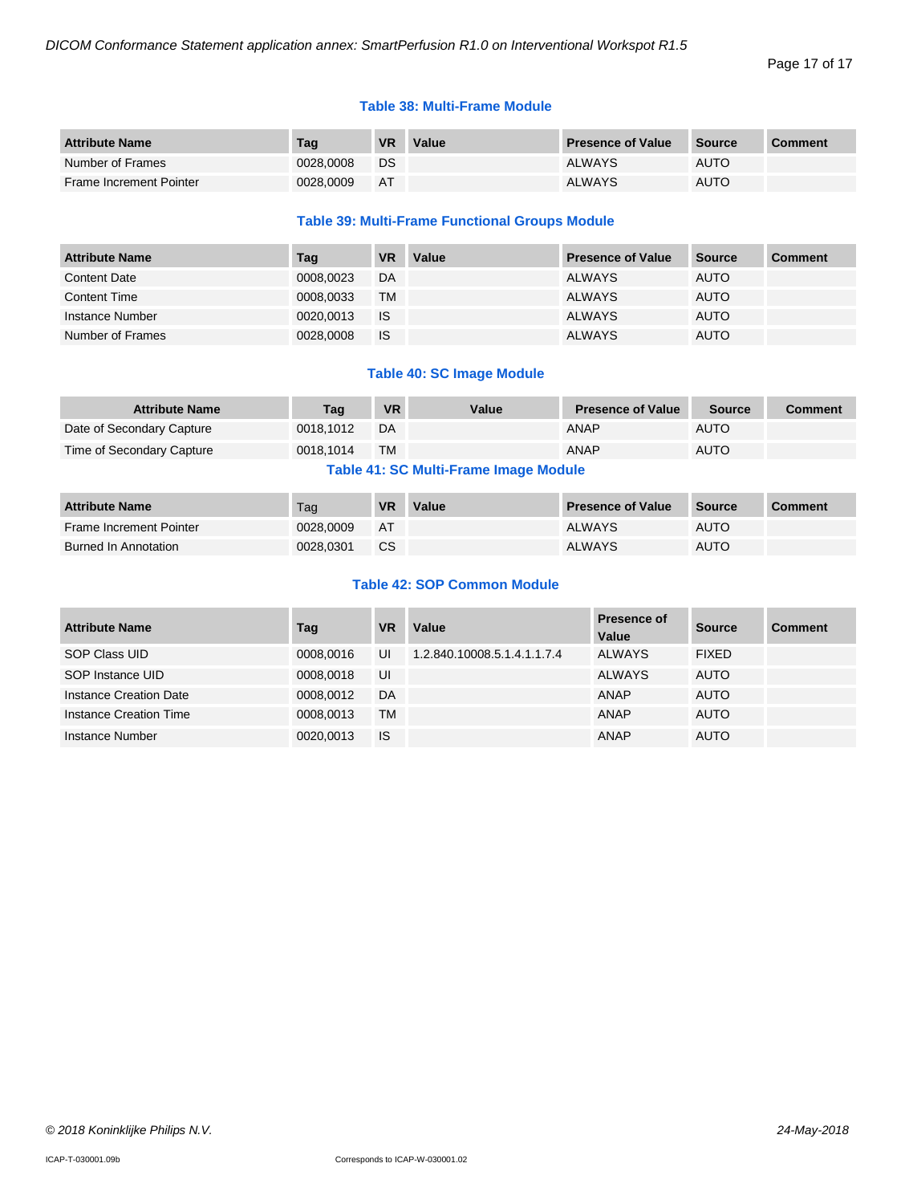**Table 38: Multi-Frame Module**

| Attribute Name | Tag | VR | Value | Presence of Value | Source | Comment |
|---|---|---|---|---|---|---|
| Number of Frames | 0028,0008 | DS | | ALWAYS | AUTO | |
| Frame Increment Pointer | 0028,0009 | AT | | ALWAYS | AUTO | |

**Table 39: Multi-Frame Functional Groups Module**

| Attribute Name | Tag | VR | Value | Presence of Value | Source | Comment |
|---|---|---|---|---|---|---|
| Content Date | 0008,0023 | DA | | ALWAYS | AUTO | |
| Content Time | 0008,0033 | TM | | ALWAYS | AUTO | |
| Instance Number | 0020,0013 | IS | | ALWAYS | AUTO | |
| Number of Frames | 0028,0008 | IS | | ALWAYS | AUTO | |

**Table 40: SC Image Module**

| Attribute Name | Tag | VR | Value | Presence of Value | Source | Comment |
|---|---|---|---|---|---|---|
| Date of Secondary Capture | 0018,1012 | DA | | ANAP | AUTO | |
| Time of Secondary Capture | 0018,1014 | TM | | ANAP | AUTO | |

**Table 41: SC Multi-Frame Image Module**

| Attribute Name | Tag | VR | Value | Presence of Value | Source | Comment |
|---|---|---|---|---|---|---|
| Frame Increment Pointer | 0028,0009 | AT | | ALWAYS | AUTO | |
| Burned In Annotation | 0028,0301 | CS | | ALWAYS | AUTO | |

**Table 42: SOP Common Module**

| Attribute Name | Tag | VR | Value | Presence of Value | Source | Comment |
|---|---|---|---|---|---|---|
| SOP Class UID | 0008,0016 | UI | 1.2.840.10008.5.1.4.1.1.7.4 | ALWAYS | FIXED | |
| SOP Instance UID | 0008,0018 | UI | | ALWAYS | AUTO | |
| Instance Creation Date | 0008,0012 | DA | | ANAP | AUTO | |
| Instance Creation Time | 0008,0013 | TM | | ANAP | AUTO | |
| Instance Number | 0020,0013 | IS | | ANAP | AUTO | |